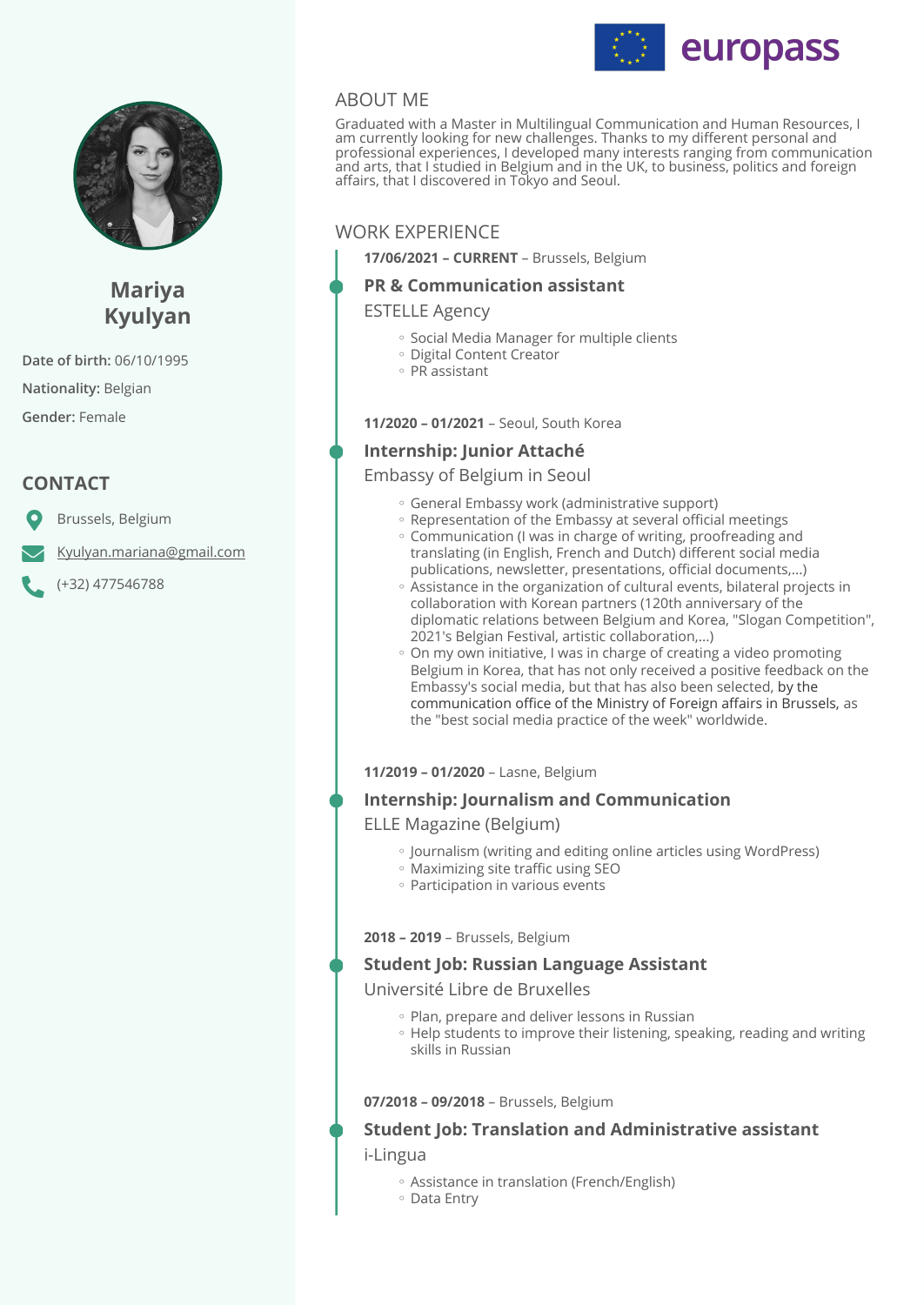# Mariya Kyulyan

**Date of birth:** 06/10/1995

**Nationality:** Belgian

**Gender:** Female

## CONTACT

Brussels, Belgium

Kyulyan.mariana@gmail.com

(+32) 477546788

## ABOUT ME

Graduated with a Master in Multilingual Communication and Human Resources, I am currently looking for new challenges. Thanks to my different personal and professional experiences, I developed many interests ranging from communication and arts, that I studied in Belgium and in the UK, to business, politics and foreign affairs, that I discovered in Tokyo and Seoul.

## WORK EXPERIENCE

**17/06/2021 – CURRENT** – Brussels, Belgium

### PR & Communication assistant

ESTELLE Agency

- Social Media Manager for multiple clients
- Digital Content Creator
- PR assistant

**11/2020 – 01/2021** – Seoul, South Korea

### Internship: Junior Attaché

Embassy of Belgium in Seoul

- General Embassy work (administrative support)
- Representation of the Embassy at several official meetings
- Communication (I was in charge of writing, proofreading and translating (in English, French and Dutch) different social media publications, newsletter, presentations, official documents,...)
- Assistance in the organization of cultural events, bilateral projects in collaboration with Korean partners (120th anniversary of the diplomatic relations between Belgium and Korea, "Slogan Competition", 2021's Belgian Festival, artistic collaboration,...)
- On my own initiative, I was in charge of creating a video promoting Belgium in Korea, that has not only received a positive feedback on the Embassy's social media, but that has also been selected, by the communication office of the Ministry of Foreign affairs in Brussels, as the "best social media practice of the week" worldwide.

**11/2019 – 01/2020** – Lasne, Belgium

### Internship: Journalism and Communication

ELLE Magazine (Belgium)

- Journalism (writing and editing online articles using WordPress)
- Maximizing site traffic using SEO
- Participation in various events

**2018 – 2019** – Brussels, Belgium

### Student Job: Russian Language Assistant

Université Libre de Bruxelles

- Plan, prepare and deliver lessons in Russian
- Help students to improve their listening, speaking, reading and writing skills in Russian

**07/2018 – 09/2018** – Brussels, Belgium

### Student Job: Translation and Administrative assistant

i-Lingua

- Assistance in translation (French/English)
- Data Entry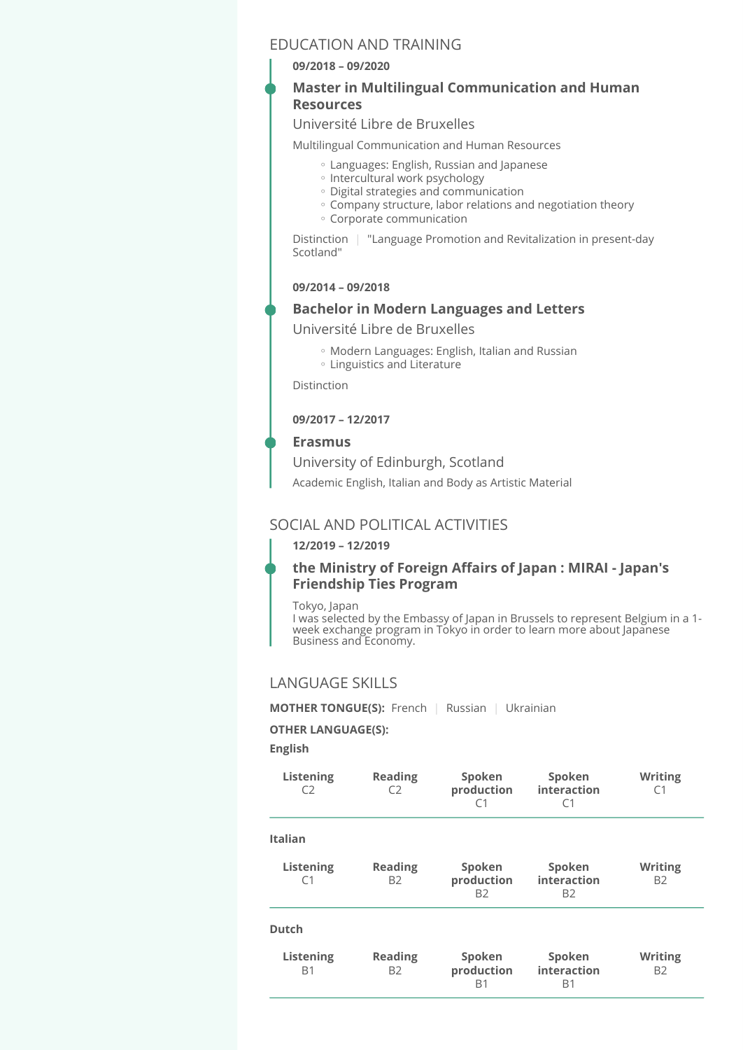## EDUCATION AND TRAINING

**09/2018 – 09/2020**

### Master in Multilingual Communication and Human Resources

Université Libre de Bruxelles

Multilingual Communication and Human Resources

- Languages: English, Russian and Japanese
- Intercultural work psychology
- Digital strategies and communication
- Company structure, labor relations and negotiation theory
- Corporate communication

Distinction | "Language Promotion and Revitalization in present-day Scotland"

**09/2014 – 09/2018**

### Bachelor in Modern Languages and Letters

Université Libre de Bruxelles

- Modern Languages: English, Italian and Russian
- Linguistics and Literature

Distinction

**09/2017 – 12/2017**

### Erasmus

University of Edinburgh, Scotland

Academic English, Italian and Body as Artistic Material

## SOCIAL AND POLITICAL ACTIVITIES

**12/2019 – 12/2019**

### the Ministry of Foreign Affairs of Japan : MIRAI - Japan's Friendship Ties Program

Tokyo, Japan

I was selected by the Embassy of Japan in Brussels to represent Belgium in a 1-week exchange program in Tokyo in order to learn more about Japanese Business and Economy.

## LANGUAGE SKILLS

**MOTHER TONGUE(S):** French | Russian | Ukrainian

**OTHER LANGUAGE(S):**

**English**

| Listening | Reading | Spoken production | Spoken interaction | Writing |
|---|---|---|---|---|
| C2 | C2 | C1 | C1 | C1 |

**Italian**

| Listening | Reading | Spoken production | Spoken interaction | Writing |
|---|---|---|---|---|
| C1 | B2 | B2 | B2 | B2 |

**Dutch**

| Listening | Reading | Spoken production | Spoken interaction | Writing |
|---|---|---|---|---|
| B1 | B2 | B1 | B1 | B2 |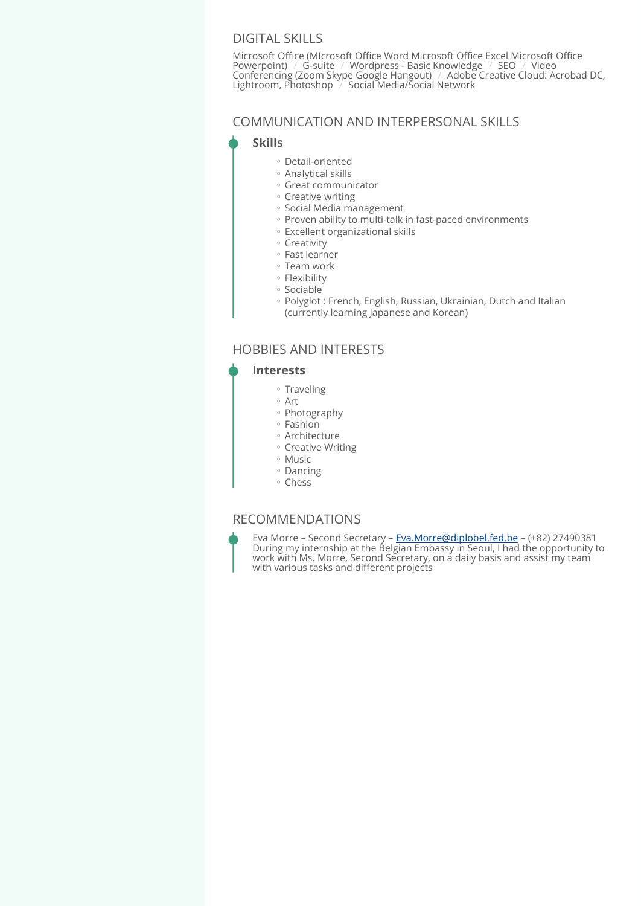## DIGITAL SKILLS

Microsoft Office (MIcrosoft Office Word Microsoft Office Excel Microsoft Office Powerpoint) / G-suite / Wordpress - Basic Knowledge / SEO / Video Conferencing (Zoom Skype Google Hangout) / Adobe Creative Cloud: Acrobad DC, Lightroom, Photoshop / Social Media/Social Network

## COMMUNICATION AND INTERPERSONAL SKILLS

### Skills

- Detail-oriented
- Analytical skills
- Great communicator
- Creative writing
- Social Media management
- Proven ability to multi-talk in fast-paced environments
- Excellent organizational skills
- Creativity
- Fast learner
- Team work
- Flexibility
- Sociable
- Polyglot : French, English, Russian, Ukrainian, Dutch and Italian (currently learning Japanese and Korean)

## HOBBIES AND INTERESTS

### Interests

- Traveling
- Art
- Photography
- Fashion
- Architecture
- Creative Writing
- Music
- Dancing
- Chess

## RECOMMENDATIONS

Eva Morre – Second Secretary – Eva.Morre@diplobel.fed.be – (+82) 27490381
During my internship at the Belgian Embassy in Seoul, I had the opportunity to work with Ms. Morre, Second Secretary, on a daily basis and assist my team with various tasks and different projects